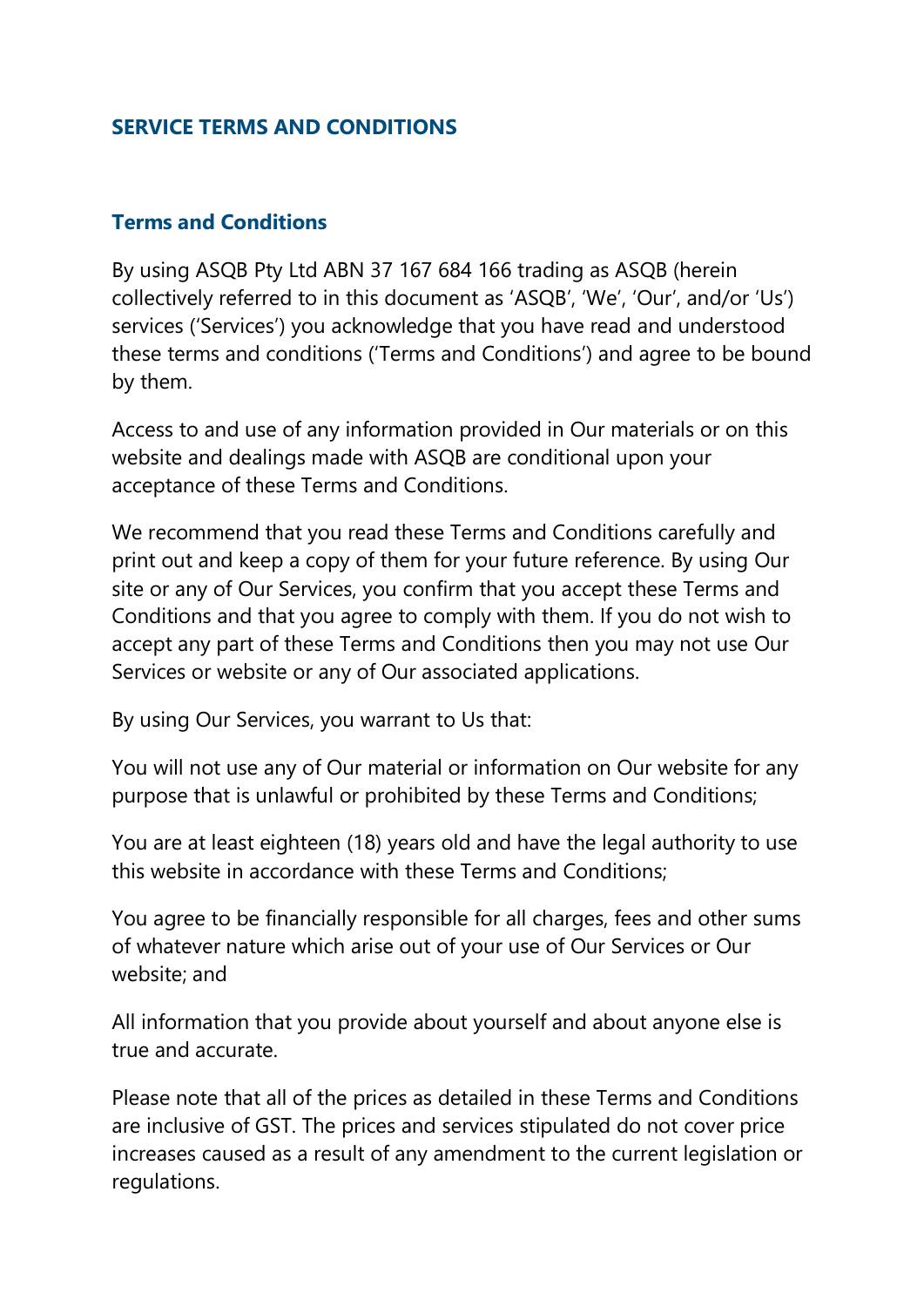# SERVICE TERMS AND CONDITIONS

## Terms and Conditions

By using ASQB Pty Ltd ABN 37 167 684 166 trading as ASQB (herein collectively referred to in this document as 'ASQB', 'We', 'Our', and/or 'Us') services ('Services') you acknowledge that you have read and understood these terms and conditions ('Terms and Conditions') and agree to be bound by them.

Access to and use of any information provided in Our materials or on this website and dealings made with ASQB are conditional upon your acceptance of these Terms and Conditions.

We recommend that you read these Terms and Conditions carefully and print out and keep a copy of them for your future reference. By using Our site or any of Our Services, you confirm that you accept these Terms and Conditions and that you agree to comply with them. If you do not wish to accept any part of these Terms and Conditions then you may not use Our Services or website or any of Our associated applications.

By using Our Services, you warrant to Us that:

You will not use any of Our material or information on Our website for any purpose that is unlawful or prohibited by these Terms and Conditions;

You are at least eighteen (18) years old and have the legal authority to use this website in accordance with these Terms and Conditions;

You agree to be financially responsible for all charges, fees and other sums of whatever nature which arise out of your use of Our Services or Our website; and

All information that you provide about yourself and about anyone else is true and accurate.

Please note that all of the prices as detailed in these Terms and Conditions are inclusive of GST. The prices and services stipulated do not cover price increases caused as a result of any amendment to the current legislation or regulations.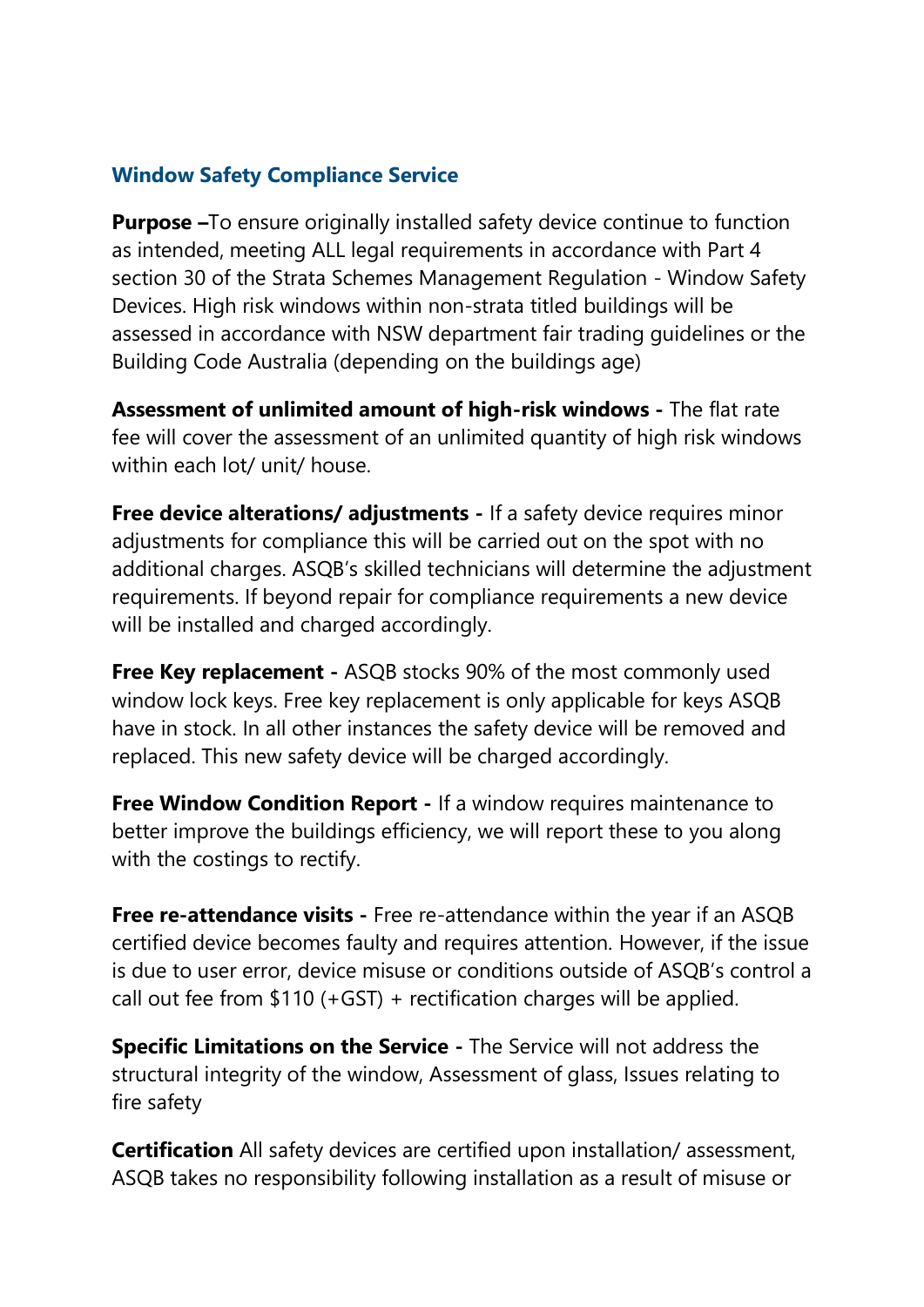## Window Safety Compliance Service

**Purpose –**To ensure originally installed safety device continue to function as intended, meeting ALL legal requirements in accordance with Part 4 section 30 of the Strata Schemes Management Regulation - Window Safety Devices. High risk windows within non-strata titled buildings will be assessed in accordance with NSW department fair trading guidelines or the Building Code Australia (depending on the buildings age)

**Assessment of unlimited amount of high-risk windows -** The flat rate fee will cover the assessment of an unlimited quantity of high risk windows within each lot/ unit/ house.

**Free device alterations/ adjustments -** If a safety device requires minor adjustments for compliance this will be carried out on the spot with no additional charges. ASQB's skilled technicians will determine the adjustment requirements. If beyond repair for compliance requirements a new device will be installed and charged accordingly.

**Free Key replacement -** ASQB stocks 90% of the most commonly used window lock keys. Free key replacement is only applicable for keys ASQB have in stock. In all other instances the safety device will be removed and replaced. This new safety device will be charged accordingly.

**Free Window Condition Report -** If a window requires maintenance to better improve the buildings efficiency, we will report these to you along with the costings to rectify.

**Free re-attendance visits -** Free re-attendance within the year if an ASQB certified device becomes faulty and requires attention. However, if the issue is due to user error, device misuse or conditions outside of ASQB's control a call out fee from $110 (+GST) + rectification charges will be applied.

**Specific Limitations on the Service -** The Service will not address the structural integrity of the window, Assessment of glass, Issues relating to fire safety

**Certification** All safety devices are certified upon installation/ assessment, ASQB takes no responsibility following installation as a result of misuse or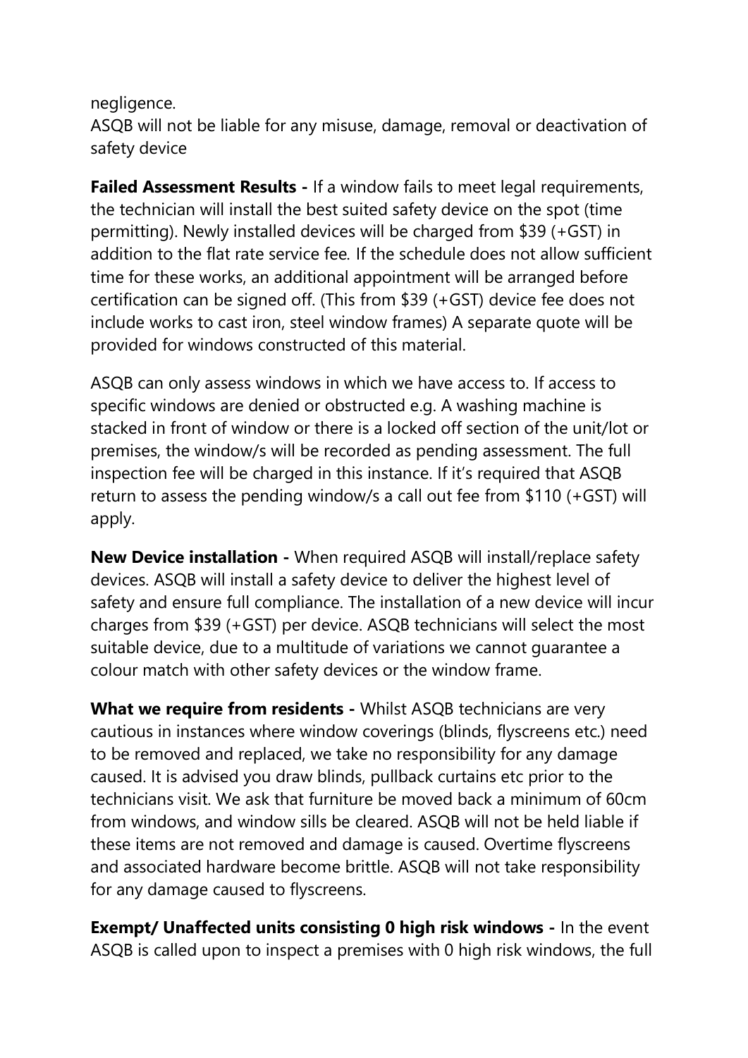negligence.
ASQB will not be liable for any misuse, damage, removal or deactivation of safety device

**Failed Assessment Results -** If a window fails to meet legal requirements, the technician will install the best suited safety device on the spot (time permitting). Newly installed devices will be charged from $39 (+GST) in addition to the flat rate service fee. If the schedule does not allow sufficient time for these works, an additional appointment will be arranged before certification can be signed off. (This from $39 (+GST) device fee does not include works to cast iron, steel window frames) A separate quote will be provided for windows constructed of this material.

ASQB can only assess windows in which we have access to. If access to specific windows are denied or obstructed e.g. A washing machine is stacked in front of window or there is a locked off section of the unit/lot or premises, the window/s will be recorded as pending assessment. The full inspection fee will be charged in this instance. If it's required that ASQB return to assess the pending window/s a call out fee from $110 (+GST) will apply.

**New Device installation -** When required ASQB will install/replace safety devices. ASQB will install a safety device to deliver the highest level of safety and ensure full compliance. The installation of a new device will incur charges from $39 (+GST) per device. ASQB technicians will select the most suitable device, due to a multitude of variations we cannot guarantee a colour match with other safety devices or the window frame.

**What we require from residents -** Whilst ASQB technicians are very cautious in instances where window coverings (blinds, flyscreens etc.) need to be removed and replaced, we take no responsibility for any damage caused. It is advised you draw blinds, pullback curtains etc prior to the technicians visit. We ask that furniture be moved back a minimum of 60cm from windows, and window sills be cleared. ASQB will not be held liable if these items are not removed and damage is caused. Overtime flyscreens and associated hardware become brittle. ASQB will not take responsibility for any damage caused to flyscreens.

**Exempt/ Unaffected units consisting 0 high risk windows -** In the event ASQB is called upon to inspect a premises with 0 high risk windows, the full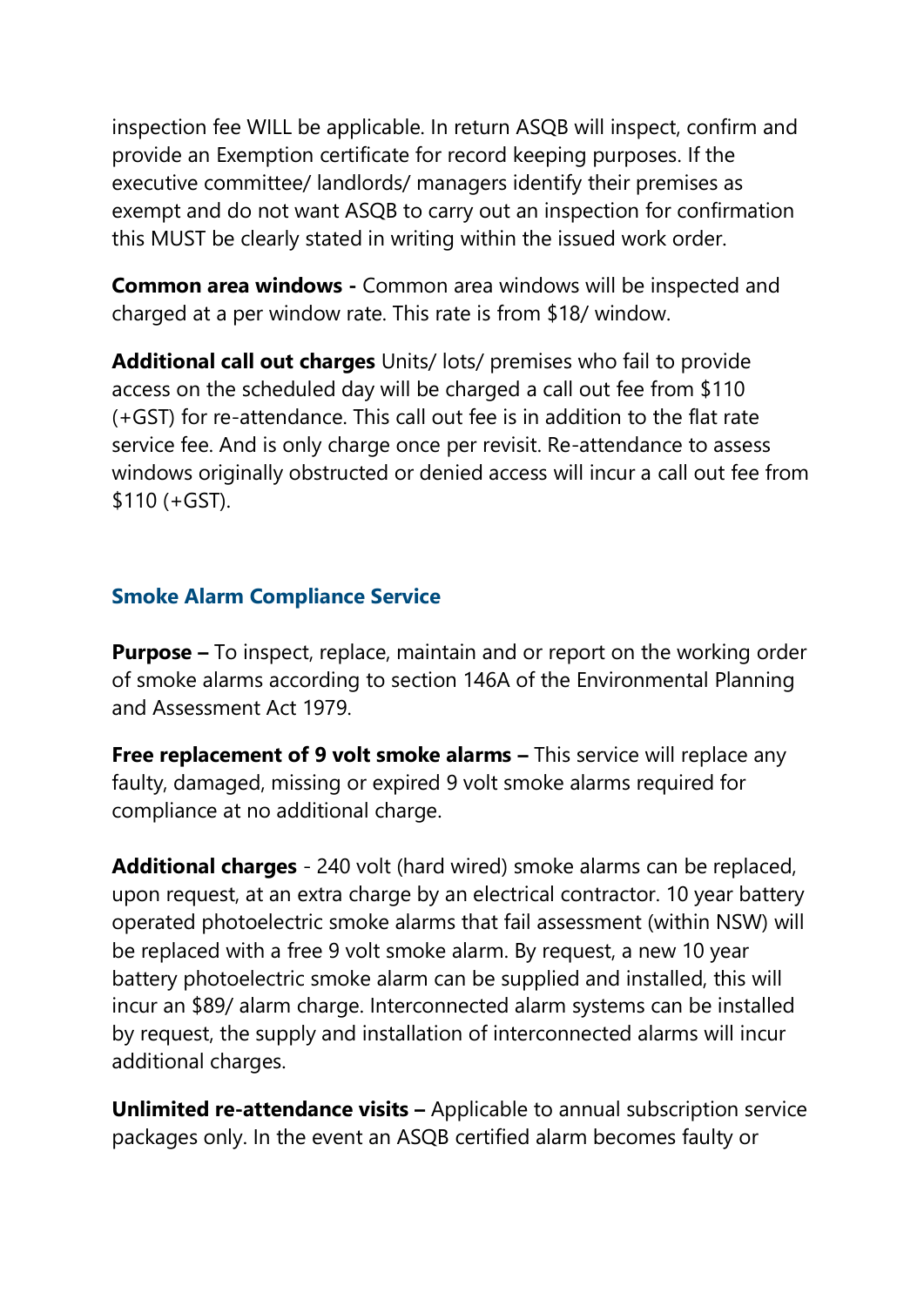inspection fee WILL be applicable. In return ASQB will inspect, confirm and provide an Exemption certificate for record keeping purposes. If the executive committee/ landlords/ managers identify their premises as exempt and do not want ASQB to carry out an inspection for confirmation this MUST be clearly stated in writing within the issued work order.

**Common area windows -** Common area windows will be inspected and charged at a per window rate. This rate is from $18/ window.

**Additional call out charges** Units/ lots/ premises who fail to provide access on the scheduled day will be charged a call out fee from $110 (+GST) for re-attendance. This call out fee is in addition to the flat rate service fee. And is only charge once per revisit. Re-attendance to assess windows originally obstructed or denied access will incur a call out fee from $110 (+GST).

## Smoke Alarm Compliance Service

**Purpose –** To inspect, replace, maintain and or report on the working order of smoke alarms according to section 146A of the Environmental Planning and Assessment Act 1979.

**Free replacement of 9 volt smoke alarms –** This service will replace any faulty, damaged, missing or expired 9 volt smoke alarms required for compliance at no additional charge.

**Additional charges** - 240 volt (hard wired) smoke alarms can be replaced, upon request, at an extra charge by an electrical contractor. 10 year battery operated photoelectric smoke alarms that fail assessment (within NSW) will be replaced with a free 9 volt smoke alarm. By request, a new 10 year battery photoelectric smoke alarm can be supplied and installed, this will incur an $89/ alarm charge. Interconnected alarm systems can be installed by request, the supply and installation of interconnected alarms will incur additional charges.

**Unlimited re-attendance visits –** Applicable to annual subscription service packages only. In the event an ASQB certified alarm becomes faulty or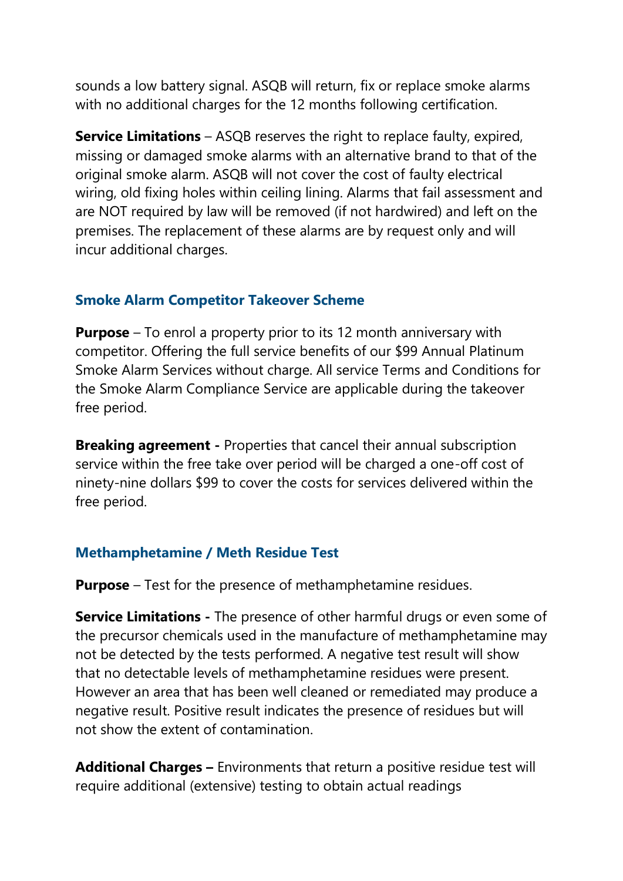sounds a low battery signal. ASQB will return, fix or replace smoke alarms with no additional charges for the 12 months following certification.

**Service Limitations** – ASQB reserves the right to replace faulty, expired, missing or damaged smoke alarms with an alternative brand to that of the original smoke alarm. ASQB will not cover the cost of faulty electrical wiring, old fixing holes within ceiling lining. Alarms that fail assessment and are NOT required by law will be removed (if not hardwired) and left on the premises. The replacement of these alarms are by request only and will incur additional charges.

### Smoke Alarm Competitor Takeover Scheme

**Purpose** – To enrol a property prior to its 12 month anniversary with competitor. Offering the full service benefits of our $99 Annual Platinum Smoke Alarm Services without charge. All service Terms and Conditions for the Smoke Alarm Compliance Service are applicable during the takeover free period.

**Breaking agreement -** Properties that cancel their annual subscription service within the free take over period will be charged a one-off cost of ninety-nine dollars $99 to cover the costs for services delivered within the free period.

### Methamphetamine / Meth Residue Test

**Purpose** – Test for the presence of methamphetamine residues.

**Service Limitations -** The presence of other harmful drugs or even some of the precursor chemicals used in the manufacture of methamphetamine may not be detected by the tests performed. A negative test result will show that no detectable levels of methamphetamine residues were present. However an area that has been well cleaned or remediated may produce a negative result. Positive result indicates the presence of residues but will not show the extent of contamination.

**Additional Charges –** Environments that return a positive residue test will require additional (extensive) testing to obtain actual readings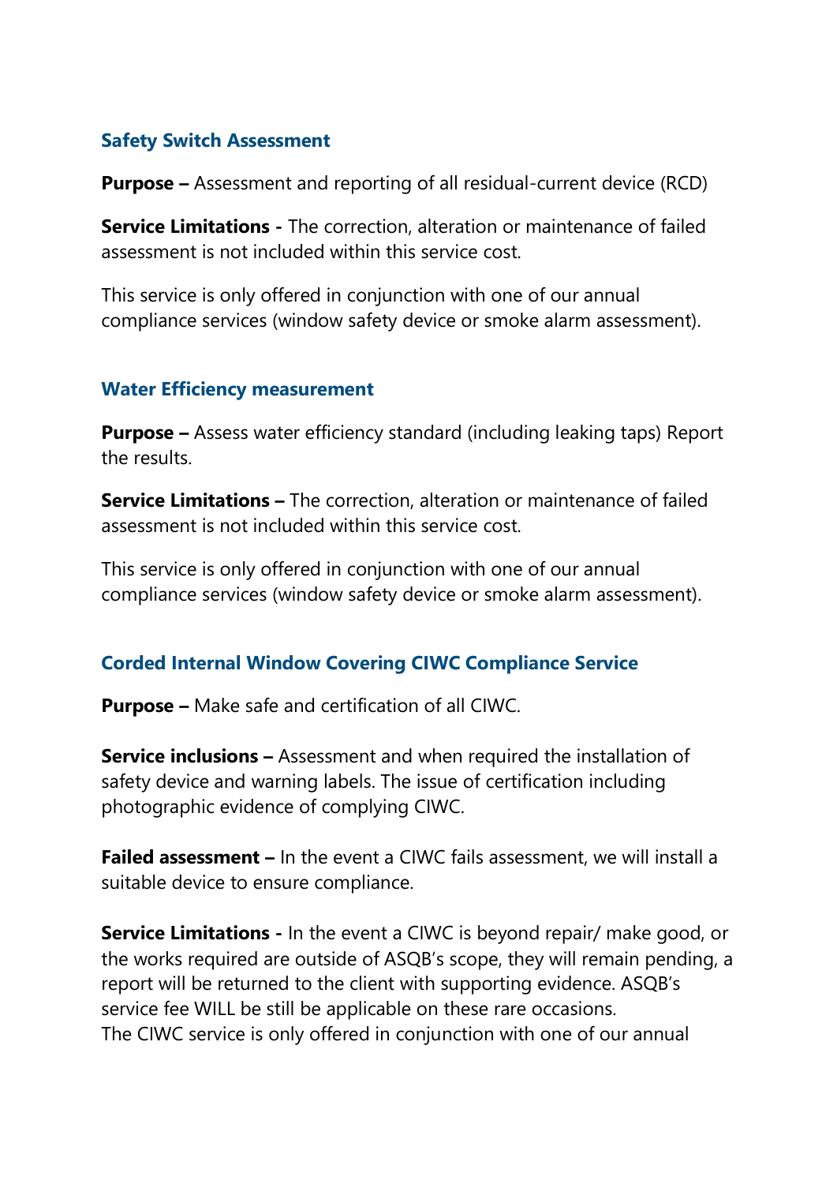### Safety Switch Assessment

**Purpose –** Assessment and reporting of all residual-current device (RCD)

**Service Limitations -** The correction, alteration or maintenance of failed assessment is not included within this service cost.

This service is only offered in conjunction with one of our annual compliance services (window safety device or smoke alarm assessment).

### Water Efficiency measurement

**Purpose –** Assess water efficiency standard (including leaking taps) Report the results.

**Service Limitations –** The correction, alteration or maintenance of failed assessment is not included within this service cost.

This service is only offered in conjunction with one of our annual compliance services (window safety device or smoke alarm assessment).

### Corded Internal Window Covering CIWC Compliance Service

**Purpose –** Make safe and certification of all CIWC.

**Service inclusions –** Assessment and when required the installation of safety device and warning labels. The issue of certification including photographic evidence of complying CIWC.

**Failed assessment –** In the event a CIWC fails assessment, we will install a suitable device to ensure compliance.

**Service Limitations -** In the event a CIWC is beyond repair/ make good, or the works required are outside of ASQB's scope, they will remain pending, a report will be returned to the client with supporting evidence. ASQB's service fee WILL be still be applicable on these rare occasions.
The CIWC service is only offered in conjunction with one of our annual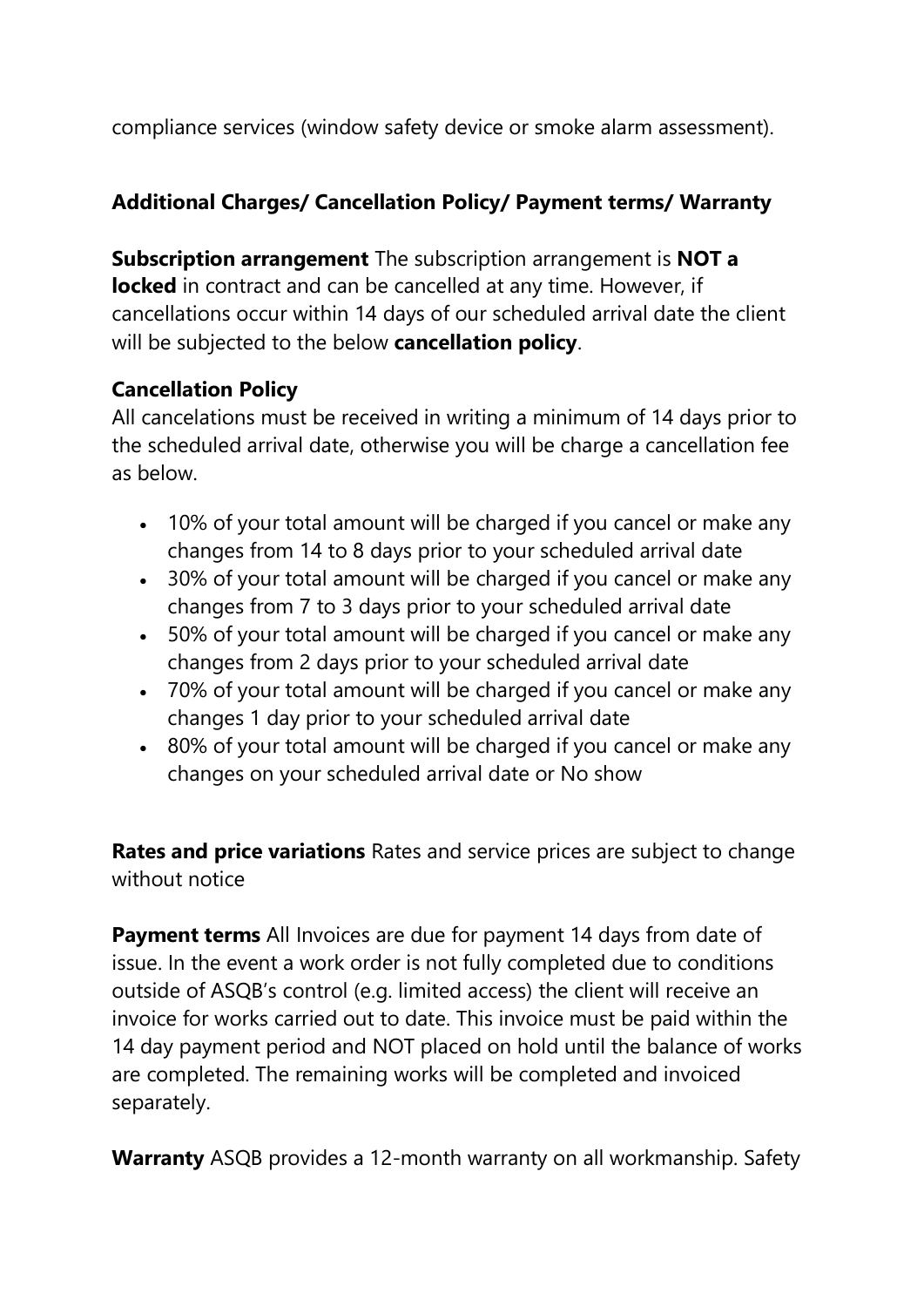compliance services (window safety device or smoke alarm assessment).

**Additional Charges/ Cancellation Policy/ Payment terms/ Warranty**

**Subscription arrangement** The subscription arrangement is **NOT a locked** in contract and can be cancelled at any time. However, if cancellations occur within 14 days of our scheduled arrival date the client will be subjected to the below **cancellation policy**.

**Cancellation Policy**
All cancelations must be received in writing a minimum of 14 days prior to the scheduled arrival date, otherwise you will be charge a cancellation fee as below.

- 10% of your total amount will be charged if you cancel or make any changes from 14 to 8 days prior to your scheduled arrival date
- 30% of your total amount will be charged if you cancel or make any changes from 7 to 3 days prior to your scheduled arrival date
- 50% of your total amount will be charged if you cancel or make any changes from 2 days prior to your scheduled arrival date
- 70% of your total amount will be charged if you cancel or make any changes 1 day prior to your scheduled arrival date
- 80% of your total amount will be charged if you cancel or make any changes on your scheduled arrival date or No show

**Rates and price variations** Rates and service prices are subject to change without notice

**Payment terms** All Invoices are due for payment 14 days from date of issue. In the event a work order is not fully completed due to conditions outside of ASQB's control (e.g. limited access) the client will receive an invoice for works carried out to date. This invoice must be paid within the 14 day payment period and NOT placed on hold until the balance of works are completed. The remaining works will be completed and invoiced separately.

**Warranty** ASQB provides a 12-month warranty on all workmanship. Safety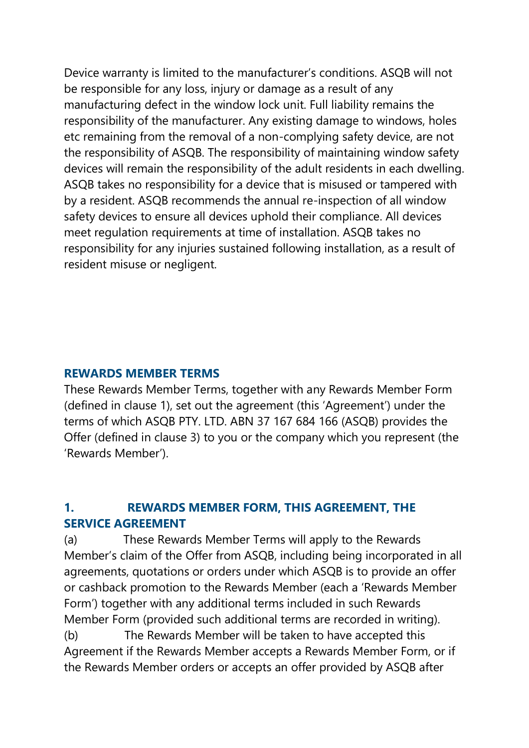Device warranty is limited to the manufacturer's conditions. ASQB will not be responsible for any loss, injury or damage as a result of any manufacturing defect in the window lock unit. Full liability remains the responsibility of the manufacturer. Any existing damage to windows, holes etc remaining from the removal of a non-complying safety device, are not the responsibility of ASQB. The responsibility of maintaining window safety devices will remain the responsibility of the adult residents in each dwelling. ASQB takes no responsibility for a device that is misused or tampered with by a resident. ASQB recommends the annual re-inspection of all window safety devices to ensure all devices uphold their compliance. All devices meet regulation requirements at time of installation. ASQB takes no responsibility for any injuries sustained following installation, as a result of resident misuse or negligent.

## REWARDS MEMBER TERMS

These Rewards Member Terms, together with any Rewards Member Form (defined in clause 1), set out the agreement (this 'Agreement') under the terms of which ASQB PTY. LTD. ABN 37 167 684 166 (ASQB) provides the Offer (defined in clause 3) to you or the company which you represent (the 'Rewards Member').

### 1. REWARDS MEMBER FORM, THIS AGREEMENT, THE SERVICE AGREEMENT

(a) These Rewards Member Terms will apply to the Rewards Member's claim of the Offer from ASQB, including being incorporated in all agreements, quotations or orders under which ASQB is to provide an offer or cashback promotion to the Rewards Member (each a 'Rewards Member Form') together with any additional terms included in such Rewards Member Form (provided such additional terms are recorded in writing).

(b) The Rewards Member will be taken to have accepted this Agreement if the Rewards Member accepts a Rewards Member Form, or if the Rewards Member orders or accepts an offer provided by ASQB after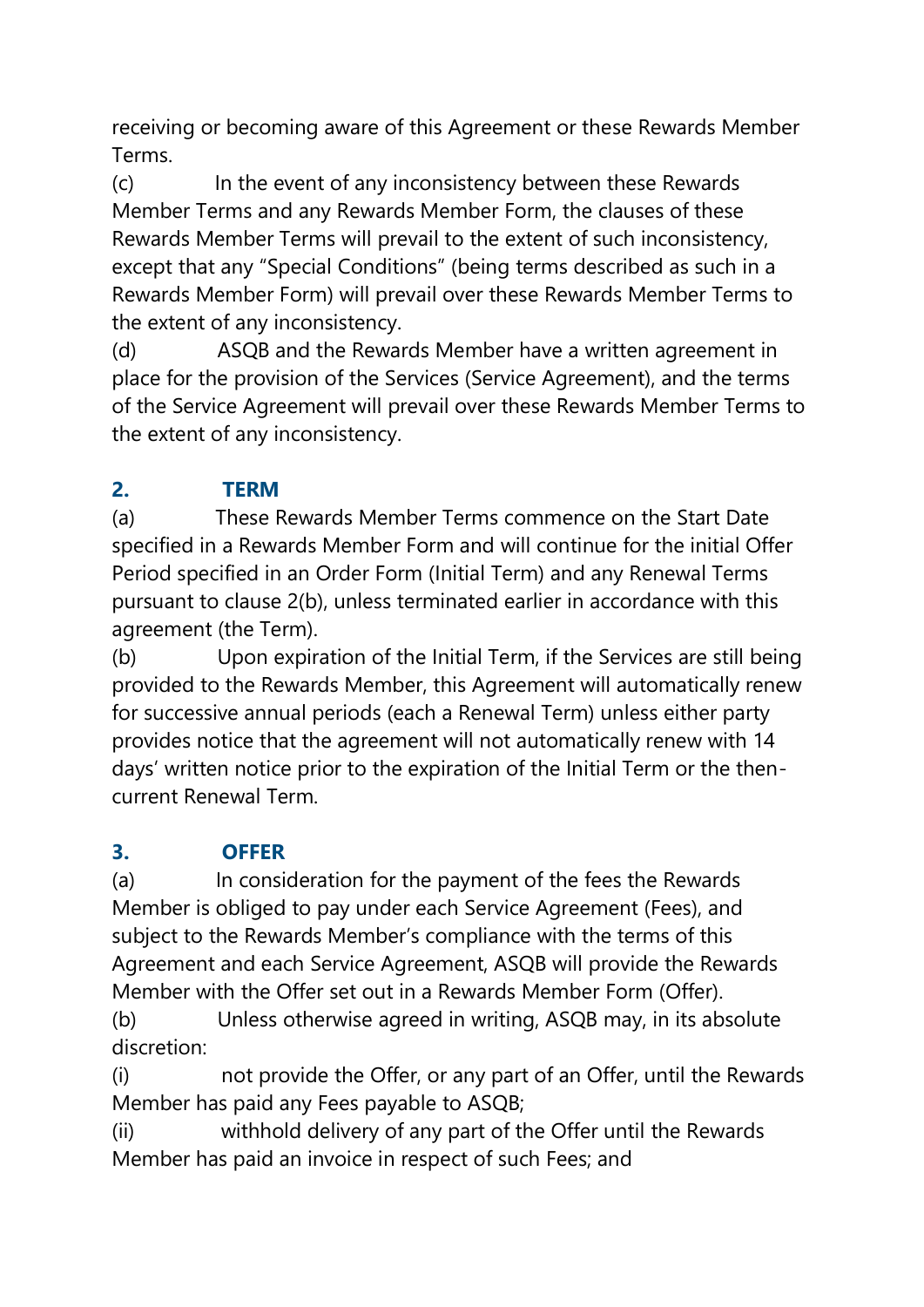receiving or becoming aware of this Agreement or these Rewards Member Terms.

(c) In the event of any inconsistency between these Rewards Member Terms and any Rewards Member Form, the clauses of these Rewards Member Terms will prevail to the extent of such inconsistency, except that any "Special Conditions" (being terms described as such in a Rewards Member Form) will prevail over these Rewards Member Terms to the extent of any inconsistency.

(d) ASQB and the Rewards Member have a written agreement in place for the provision of the Services (Service Agreement), and the terms of the Service Agreement will prevail over these Rewards Member Terms to the extent of any inconsistency.

## 2. TERM

(a) These Rewards Member Terms commence on the Start Date specified in a Rewards Member Form and will continue for the initial Offer Period specified in an Order Form (Initial Term) and any Renewal Terms pursuant to clause 2(b), unless terminated earlier in accordance with this agreement (the Term).

(b) Upon expiration of the Initial Term, if the Services are still being provided to the Rewards Member, this Agreement will automatically renew for successive annual periods (each a Renewal Term) unless either party provides notice that the agreement will not automatically renew with 14 days' written notice prior to the expiration of the Initial Term or the then-current Renewal Term.

## 3. OFFER

(a) In consideration for the payment of the fees the Rewards Member is obliged to pay under each Service Agreement (Fees), and subject to the Rewards Member's compliance with the terms of this Agreement and each Service Agreement, ASQB will provide the Rewards Member with the Offer set out in a Rewards Member Form (Offer).

(b) Unless otherwise agreed in writing, ASQB may, in its absolute discretion:

(i) not provide the Offer, or any part of an Offer, until the Rewards Member has paid any Fees payable to ASQB;

(ii) withhold delivery of any part of the Offer until the Rewards Member has paid an invoice in respect of such Fees; and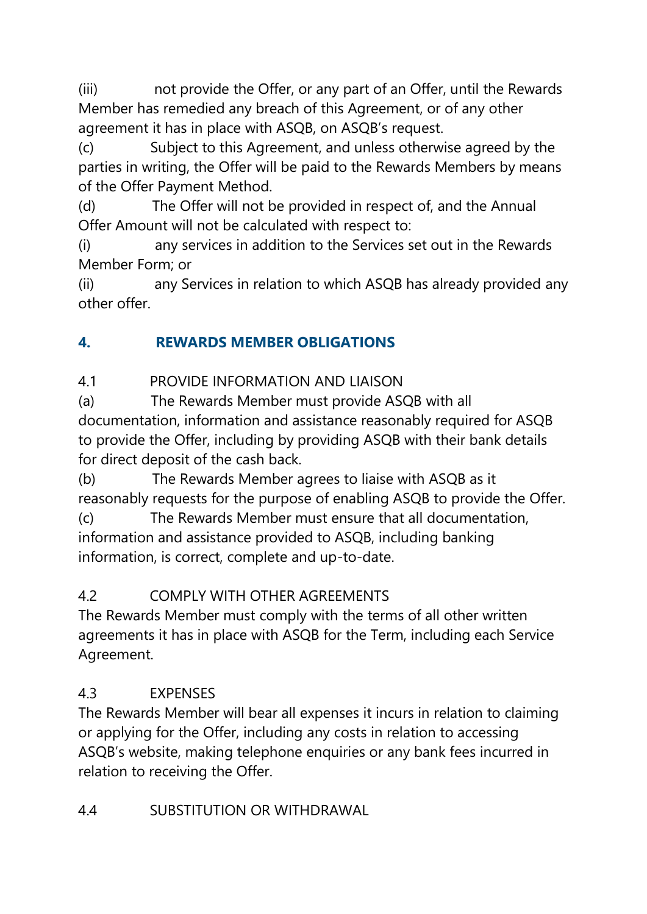(iii) not provide the Offer, or any part of an Offer, until the Rewards Member has remedied any breach of this Agreement, or of any other agreement it has in place with ASQB, on ASQB's request.

(c) Subject to this Agreement, and unless otherwise agreed by the parties in writing, the Offer will be paid to the Rewards Members by means of the Offer Payment Method.

(d) The Offer will not be provided in respect of, and the Annual Offer Amount will not be calculated with respect to:

(i) any services in addition to the Services set out in the Rewards Member Form; or

(ii) any Services in relation to which ASQB has already provided any other offer.

## 4. REWARDS MEMBER OBLIGATIONS

4.1 PROVIDE INFORMATION AND LIAISON

(a) The Rewards Member must provide ASQB with all documentation, information and assistance reasonably required for ASQB to provide the Offer, including by providing ASQB with their bank details for direct deposit of the cash back.

(b) The Rewards Member agrees to liaise with ASQB as it reasonably requests for the purpose of enabling ASQB to provide the Offer.

(c) The Rewards Member must ensure that all documentation, information and assistance provided to ASQB, including banking information, is correct, complete and up-to-date.

4.2 COMPLY WITH OTHER AGREEMENTS

The Rewards Member must comply with the terms of all other written agreements it has in place with ASQB for the Term, including each Service Agreement.

4.3 EXPENSES

The Rewards Member will bear all expenses it incurs in relation to claiming or applying for the Offer, including any costs in relation to accessing ASQB's website, making telephone enquiries or any bank fees incurred in relation to receiving the Offer.

4.4 SUBSTITUTION OR WITHDRAWAL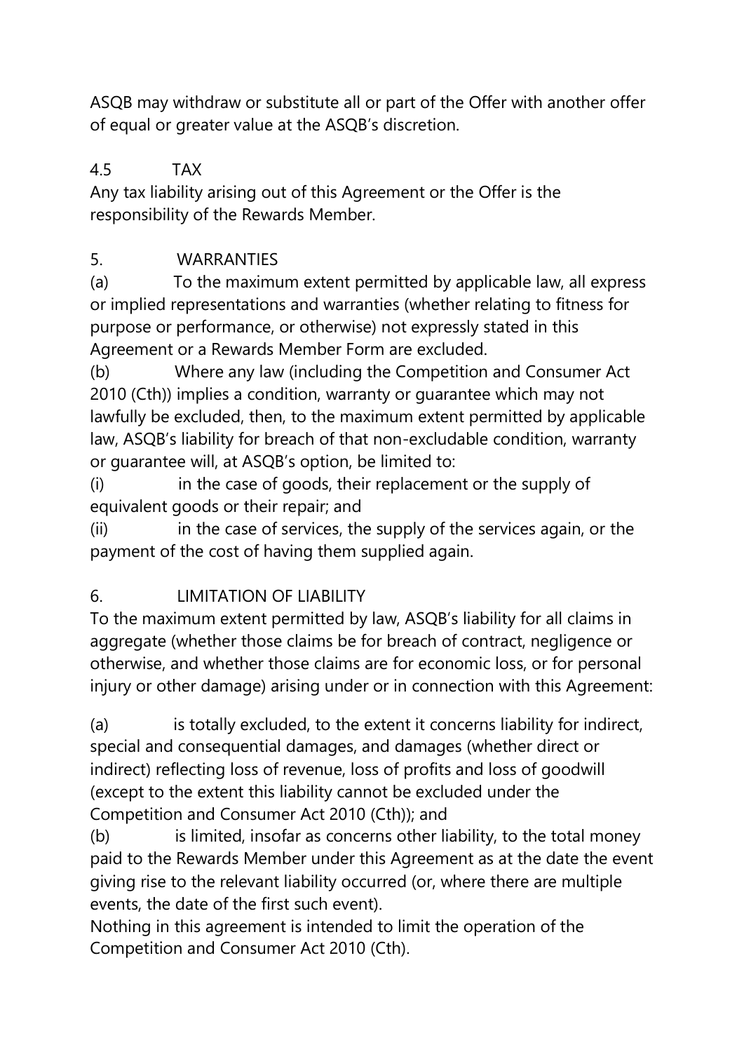ASQB may withdraw or substitute all or part of the Offer with another offer of equal or greater value at the ASQB's discretion.

### 4.5 TAX

Any tax liability arising out of this Agreement or the Offer is the responsibility of the Rewards Member.

## 5. WARRANTIES

(a) To the maximum extent permitted by applicable law, all express or implied representations and warranties (whether relating to fitness for purpose or performance, or otherwise) not expressly stated in this Agreement or a Rewards Member Form are excluded.

(b) Where any law (including the Competition and Consumer Act 2010 (Cth)) implies a condition, warranty or guarantee which may not lawfully be excluded, then, to the maximum extent permitted by applicable law, ASQB's liability for breach of that non-excludable condition, warranty or guarantee will, at ASQB's option, be limited to:

(i) in the case of goods, their replacement or the supply of equivalent goods or their repair; and

(ii) in the case of services, the supply of the services again, or the payment of the cost of having them supplied again.

## 6. LIMITATION OF LIABILITY

To the maximum extent permitted by law, ASQB's liability for all claims in aggregate (whether those claims be for breach of contract, negligence or otherwise, and whether those claims are for economic loss, or for personal injury or other damage) arising under or in connection with this Agreement:

(a) is totally excluded, to the extent it concerns liability for indirect, special and consequential damages, and damages (whether direct or indirect) reflecting loss of revenue, loss of profits and loss of goodwill (except to the extent this liability cannot be excluded under the Competition and Consumer Act 2010 (Cth)); and

(b) is limited, insofar as concerns other liability, to the total money paid to the Rewards Member under this Agreement as at the date the event giving rise to the relevant liability occurred (or, where there are multiple events, the date of the first such event).

Nothing in this agreement is intended to limit the operation of the Competition and Consumer Act 2010 (Cth).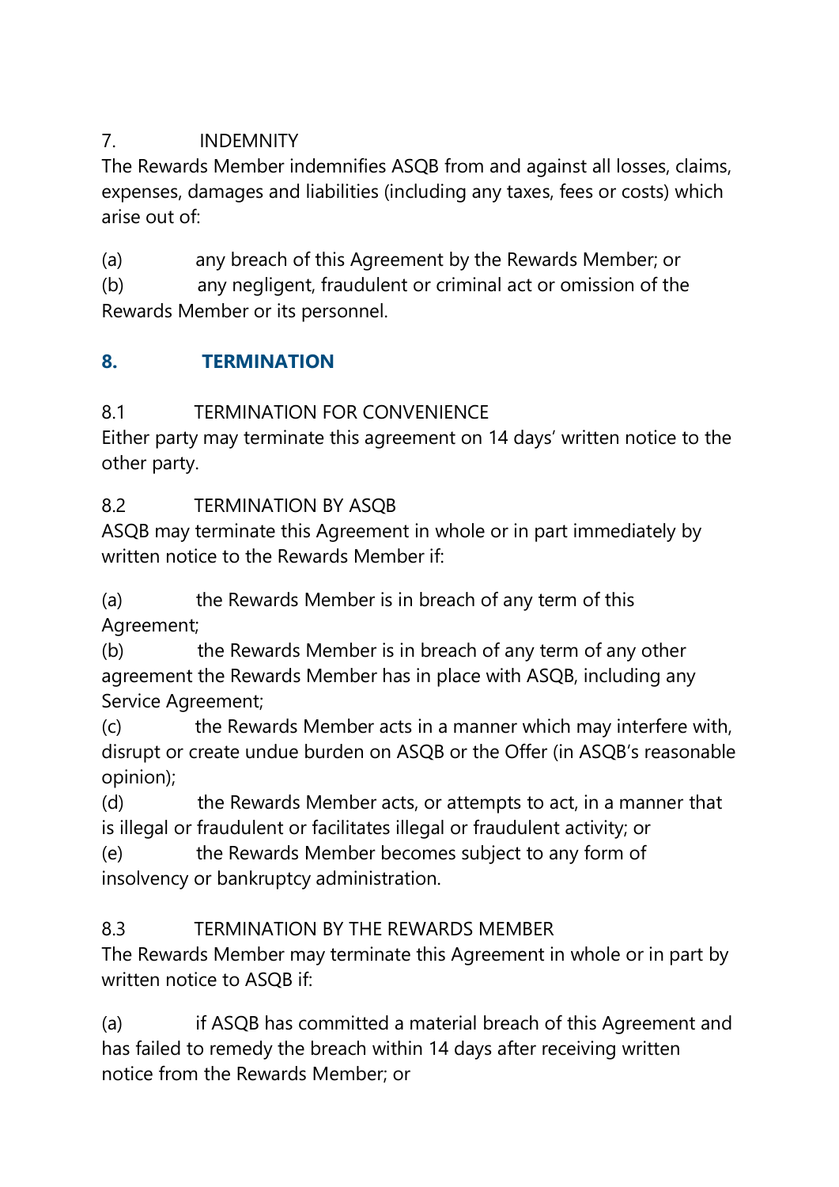7. INDEMNITY

The Rewards Member indemnifies ASQB from and against all losses, claims, expenses, damages and liabilities (including any taxes, fees or costs) which arise out of:

(a) any breach of this Agreement by the Rewards Member; or
(b) any negligent, fraudulent or criminal act or omission of the Rewards Member or its personnel.

## 8. TERMINATION

8.1 TERMINATION FOR CONVENIENCE

Either party may terminate this agreement on 14 days' written notice to the other party.

8.2 TERMINATION BY ASQB

ASQB may terminate this Agreement in whole or in part immediately by written notice to the Rewards Member if:

(a) the Rewards Member is in breach of any term of this Agreement;
(b) the Rewards Member is in breach of any term of any other agreement the Rewards Member has in place with ASQB, including any Service Agreement;
(c) the Rewards Member acts in a manner which may interfere with, disrupt or create undue burden on ASQB or the Offer (in ASQB's reasonable opinion);
(d) the Rewards Member acts, or attempts to act, in a manner that is illegal or fraudulent or facilitates illegal or fraudulent activity; or
(e) the Rewards Member becomes subject to any form of insolvency or bankruptcy administration.

8.3 TERMINATION BY THE REWARDS MEMBER

The Rewards Member may terminate this Agreement in whole or in part by written notice to ASQB if:

(a) if ASQB has committed a material breach of this Agreement and has failed to remedy the breach within 14 days after receiving written notice from the Rewards Member; or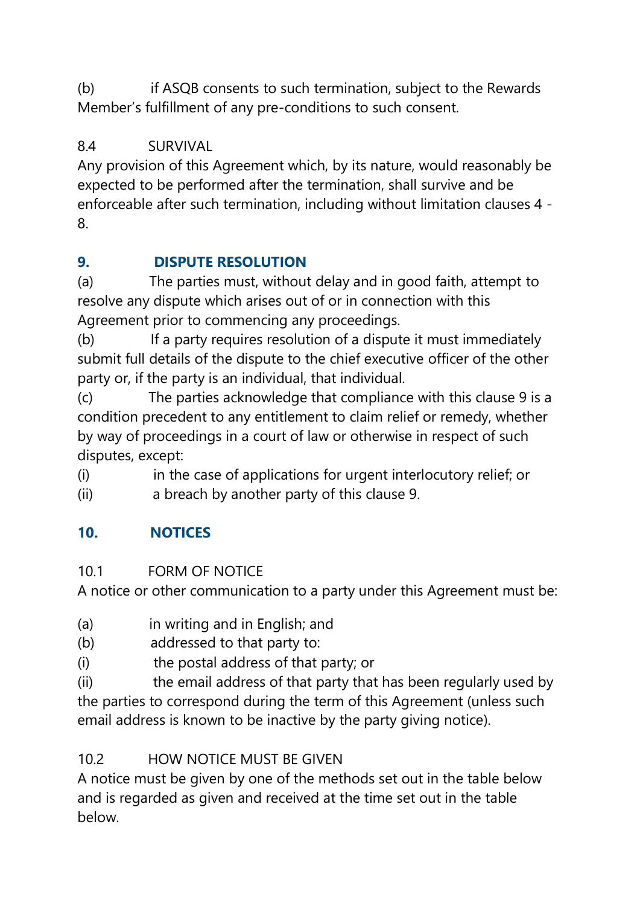(b) if ASQB consents to such termination, subject to the Rewards Member's fulfillment of any pre-conditions to such consent.

8.4 SURVIVAL

Any provision of this Agreement which, by its nature, would reasonably be expected to be performed after the termination, shall survive and be enforceable after such termination, including without limitation clauses 4 - 8.

## 9. DISPUTE RESOLUTION

(a) The parties must, without delay and in good faith, attempt to resolve any dispute which arises out of or in connection with this Agreement prior to commencing any proceedings.

(b) If a party requires resolution of a dispute it must immediately submit full details of the dispute to the chief executive officer of the other party or, if the party is an individual, that individual.

(c) The parties acknowledge that compliance with this clause 9 is a condition precedent to any entitlement to claim relief or remedy, whether by way of proceedings in a court of law or otherwise in respect of such disputes, except:

(i) in the case of applications for urgent interlocutory relief; or

(ii) a breach by another party of this clause 9.

## 10. NOTICES

10.1 FORM OF NOTICE

A notice or other communication to a party under this Agreement must be:

(a) in writing and in English; and

(b) addressed to that party to:

(i) the postal address of that party; or

(ii) the email address of that party that has been regularly used by the parties to correspond during the term of this Agreement (unless such email address is known to be inactive by the party giving notice).

10.2 HOW NOTICE MUST BE GIVEN

A notice must be given by one of the methods set out in the table below and is regarded as given and received at the time set out in the table below.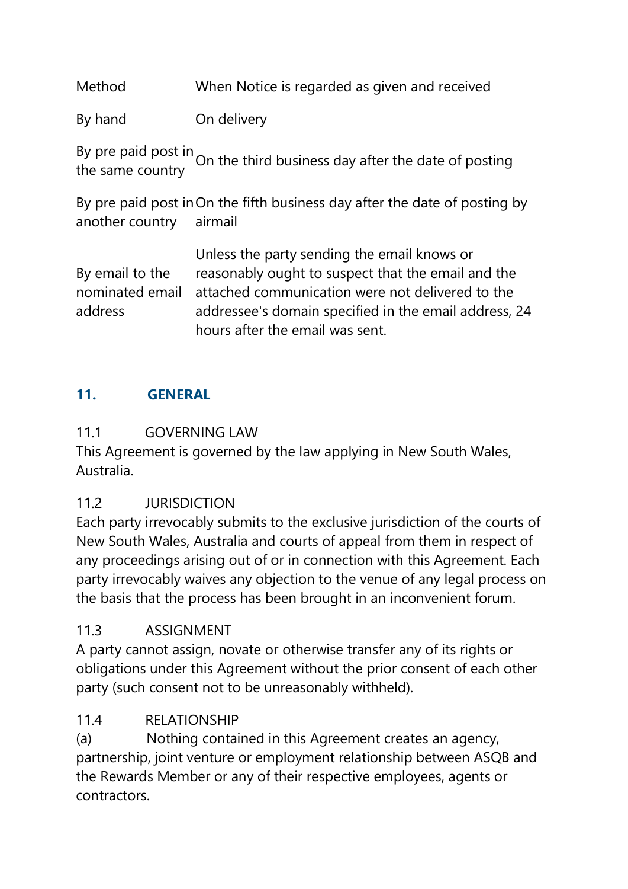| Method | When Notice is regarded as given and received |
| --- | --- |
| By hand | On delivery |
| By pre paid post in the same country | On the third business day after the date of posting |
| By pre paid post in another country | On the fifth business day after the date of posting by airmail |
| By email to the nominated email address | Unless the party sending the email knows or reasonably ought to suspect that the email and the attached communication were not delivered to the addressee's domain specified in the email address, 24 hours after the email was sent. |

## 11. GENERAL

### 11.1 GOVERNING LAW

This Agreement is governed by the law applying in New South Wales, Australia.

### 11.2 JURISDICTION

Each party irrevocably submits to the exclusive jurisdiction of the courts of New South Wales, Australia and courts of appeal from them in respect of any proceedings arising out of or in connection with this Agreement. Each party irrevocably waives any objection to the venue of any legal process on the basis that the process has been brought in an inconvenient forum.

### 11.3 ASSIGNMENT

A party cannot assign, novate or otherwise transfer any of its rights or obligations under this Agreement without the prior consent of each other party (such consent not to be unreasonably withheld).

### 11.4 RELATIONSHIP

(a) Nothing contained in this Agreement creates an agency, partnership, joint venture or employment relationship between ASQB and the Rewards Member or any of their respective employees, agents or contractors.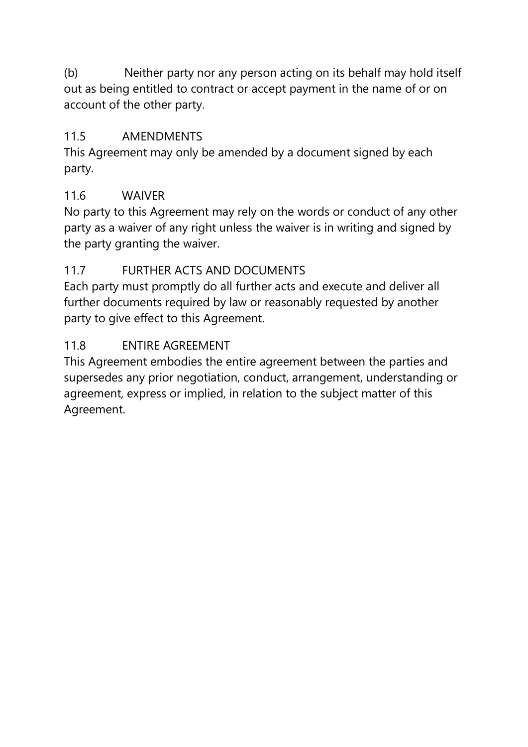(b) Neither party nor any person acting on its behalf may hold itself out as being entitled to contract or accept payment in the name of or on account of the other party.

### 11.5 AMENDMENTS

This Agreement may only be amended by a document signed by each party.

### 11.6 WAIVER

No party to this Agreement may rely on the words or conduct of any other party as a waiver of any right unless the waiver is in writing and signed by the party granting the waiver.

### 11.7 FURTHER ACTS AND DOCUMENTS

Each party must promptly do all further acts and execute and deliver all further documents required by law or reasonably requested by another party to give effect to this Agreement.

### 11.8 ENTIRE AGREEMENT

This Agreement embodies the entire agreement between the parties and supersedes any prior negotiation, conduct, arrangement, understanding or agreement, express or implied, in relation to the subject matter of this Agreement.